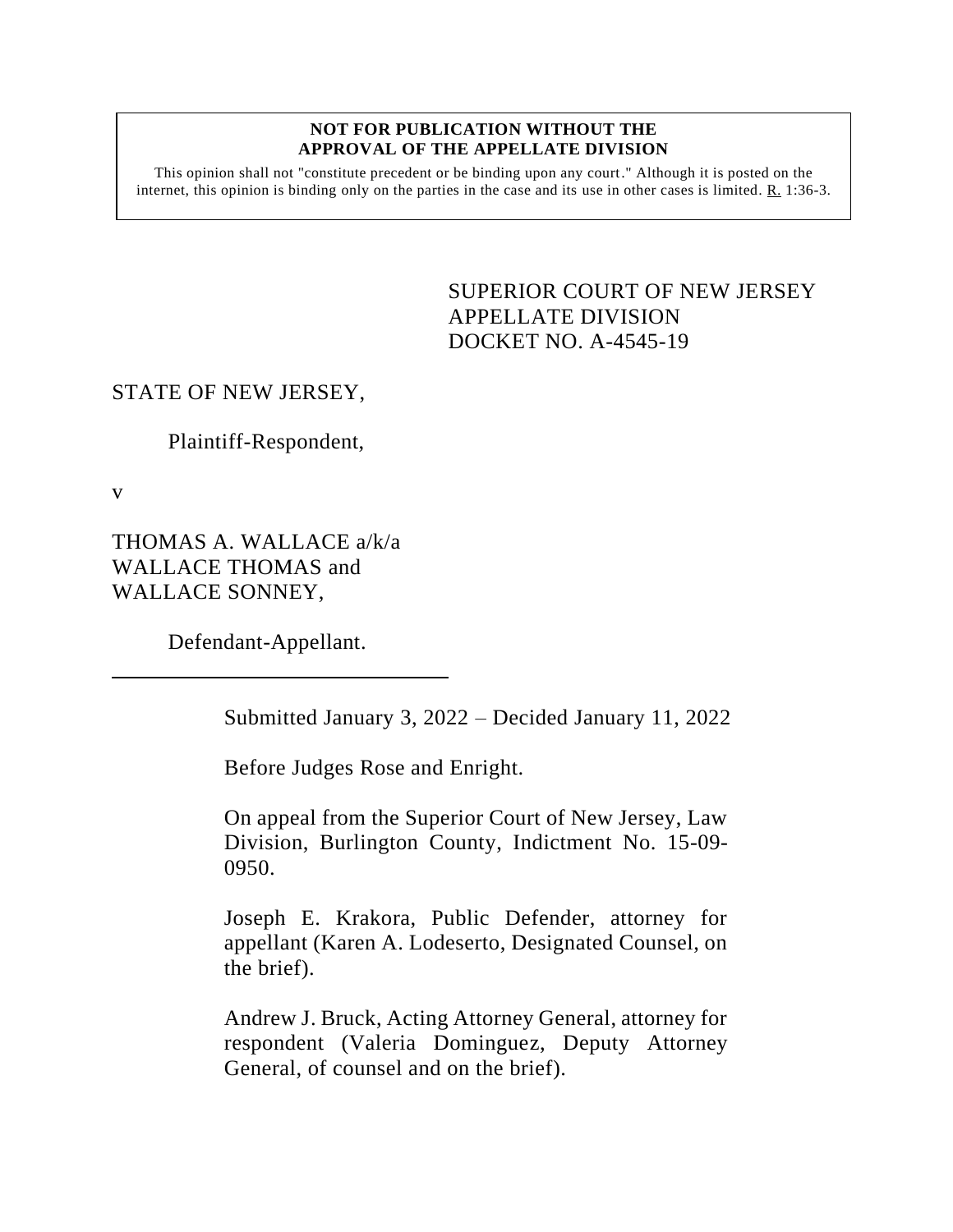**NOT FOR PUBLICATION WITHOUT THE APPROVAL OF THE APPELLATE DIVISION**

This opinion shall not "constitute precedent or be binding upon any court." Although it is posted on the internet, this opinion is binding only on the parties in the case and its use in other cases is limited. R. 1:36-3.

SUPERIOR COURT OF NEW JERSEY
APPELLATE DIVISION
DOCKET NO. A-4545-19

STATE OF NEW JERSEY,

Plaintiff-Respondent,

v

THOMAS A. WALLACE a/k/a WALLACE THOMAS and WALLACE SONNEY,

Defendant-Appellant.

---

Submitted January 3, 2022 – Decided January 11, 2022

Before Judges Rose and Enright.

On appeal from the Superior Court of New Jersey, Law Division, Burlington County, Indictment No. 15-09-0950.

Joseph E. Krakora, Public Defender, attorney for appellant (Karen A. Lodeserto, Designated Counsel, on the brief).

Andrew J. Bruck, Acting Attorney General, attorney for respondent (Valeria Dominguez, Deputy Attorney General, of counsel and on the brief).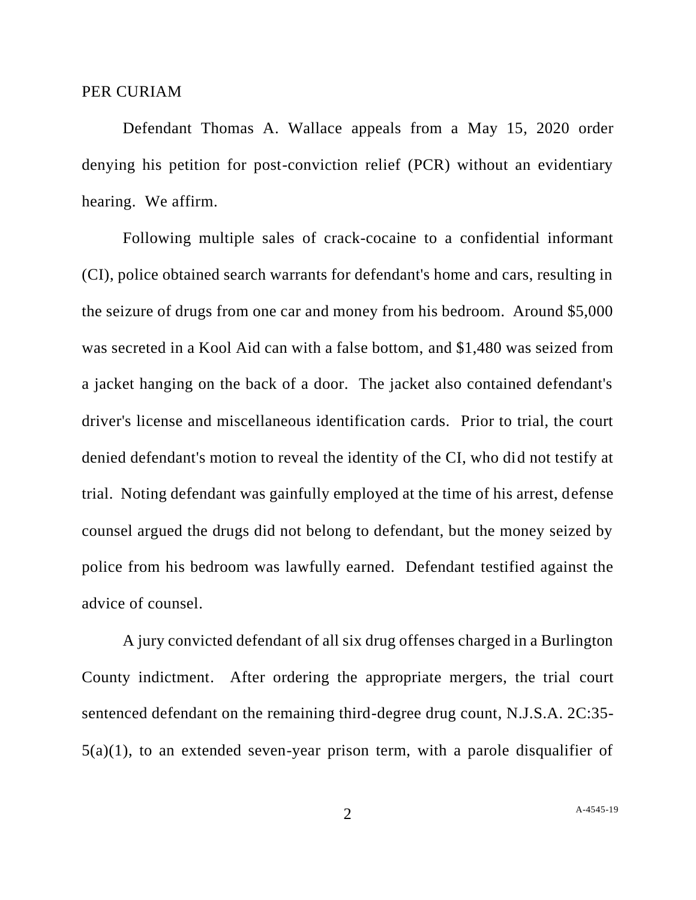PER CURIAM

Defendant Thomas A. Wallace appeals from a May 15, 2020 order denying his petition for post-conviction relief (PCR) without an evidentiary hearing. We affirm.

Following multiple sales of crack-cocaine to a confidential informant (CI), police obtained search warrants for defendant's home and cars, resulting in the seizure of drugs from one car and money from his bedroom. Around $5,000 was secreted in a Kool Aid can with a false bottom, and $1,480 was seized from a jacket hanging on the back of a door. The jacket also contained defendant's driver's license and miscellaneous identification cards. Prior to trial, the court denied defendant's motion to reveal the identity of the CI, who did not testify at trial. Noting defendant was gainfully employed at the time of his arrest, defense counsel argued the drugs did not belong to defendant, but the money seized by police from his bedroom was lawfully earned. Defendant testified against the advice of counsel.

A jury convicted defendant of all six drug offenses charged in a Burlington County indictment. After ordering the appropriate mergers, the trial court sentenced defendant on the remaining third-degree drug count, N.J.S.A. 2C:35-5(a)(1), to an extended seven-year prison term, with a parole disqualifier of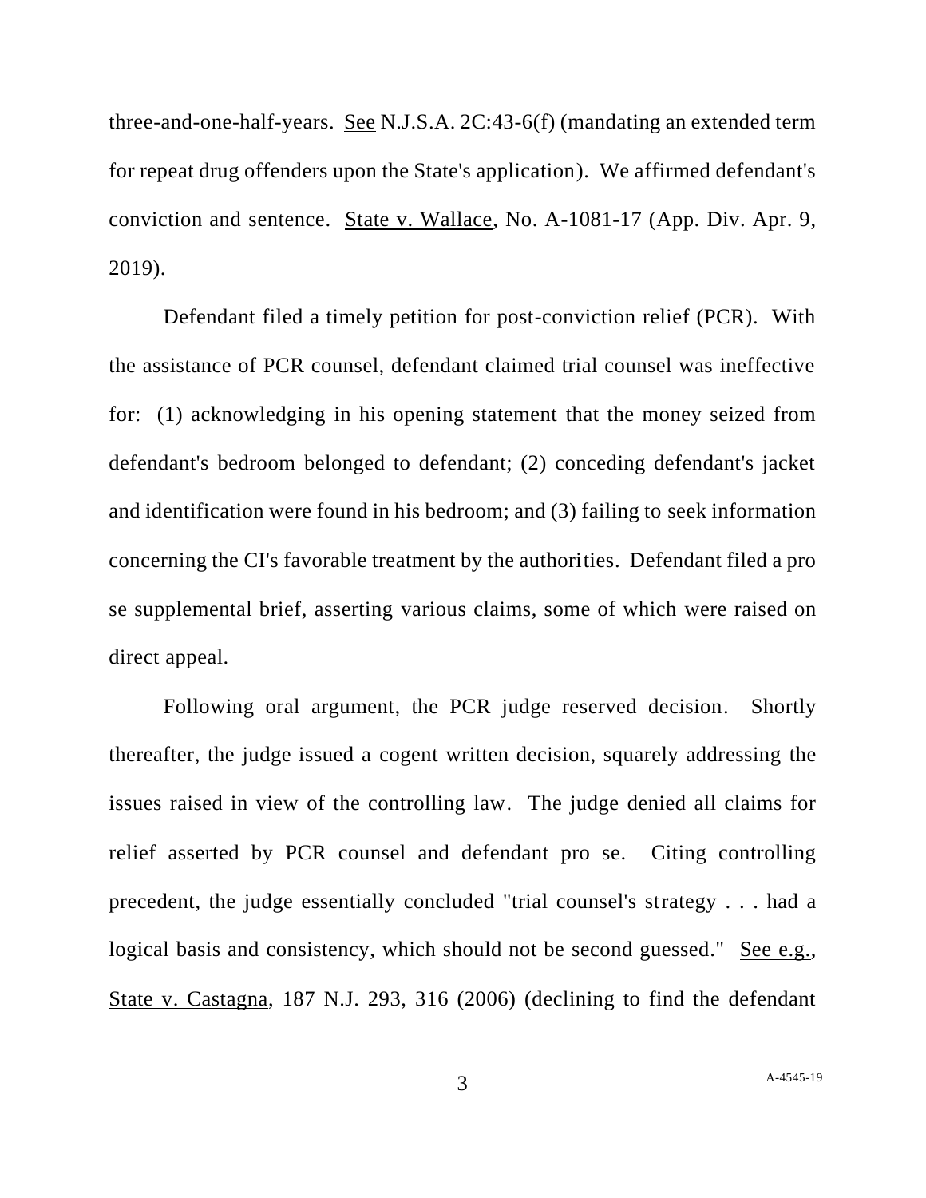three-and-one-half-years. See N.J.S.A. 2C:43-6(f) (mandating an extended term for repeat drug offenders upon the State's application). We affirmed defendant's conviction and sentence. State v. Wallace, No. A-1081-17 (App. Div. Apr. 9, 2019).

Defendant filed a timely petition for post-conviction relief (PCR). With the assistance of PCR counsel, defendant claimed trial counsel was ineffective for: (1) acknowledging in his opening statement that the money seized from defendant's bedroom belonged to defendant; (2) conceding defendant's jacket and identification were found in his bedroom; and (3) failing to seek information concerning the CI's favorable treatment by the authorities. Defendant filed a pro se supplemental brief, asserting various claims, some of which were raised on direct appeal.

Following oral argument, the PCR judge reserved decision. Shortly thereafter, the judge issued a cogent written decision, squarely addressing the issues raised in view of the controlling law. The judge denied all claims for relief asserted by PCR counsel and defendant pro se. Citing controlling precedent, the judge essentially concluded "trial counsel's strategy . . . had a logical basis and consistency, which should not be second guessed." See e.g., State v. Castagna, 187 N.J. 293, 316 (2006) (declining to find the defendant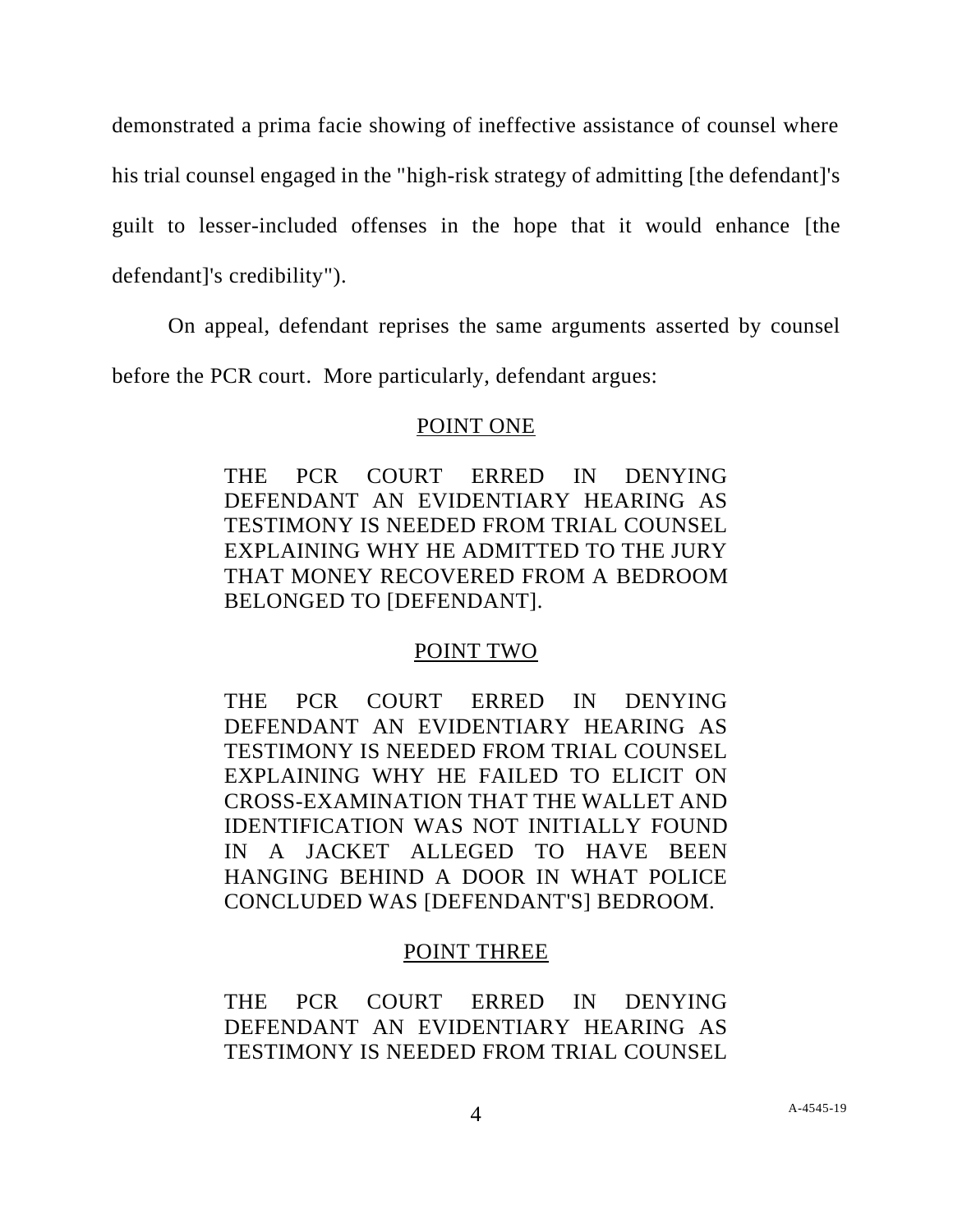demonstrated a prima facie showing of ineffective assistance of counsel where his trial counsel engaged in the "high-risk strategy of admitting [the defendant]'s guilt to lesser-included offenses in the hope that it would enhance [the defendant]'s credibility").

On appeal, defendant reprises the same arguments asserted by counsel before the PCR court. More particularly, defendant argues:

<u>POINT ONE</u>

THE PCR COURT ERRED IN DENYING DEFENDANT AN EVIDENTIARY HEARING AS TESTIMONY IS NEEDED FROM TRIAL COUNSEL EXPLAINING WHY HE ADMITTED TO THE JURY THAT MONEY RECOVERED FROM A BEDROOM BELONGED TO [DEFENDANT].

<u>POINT TWO</u>

THE PCR COURT ERRED IN DENYING DEFENDANT AN EVIDENTIARY HEARING AS TESTIMONY IS NEEDED FROM TRIAL COUNSEL EXPLAINING WHY HE FAILED TO ELICIT ON CROSS-EXAMINATION THAT THE WALLET AND IDENTIFICATION WAS NOT INITIALLY FOUND IN A JACKET ALLEGED TO HAVE BEEN HANGING BEHIND A DOOR IN WHAT POLICE CONCLUDED WAS [DEFENDANT'S] BEDROOM.

<u>POINT THREE</u>

THE PCR COURT ERRED IN DENYING DEFENDANT AN EVIDENTIARY HEARING AS TESTIMONY IS NEEDED FROM TRIAL COUNSEL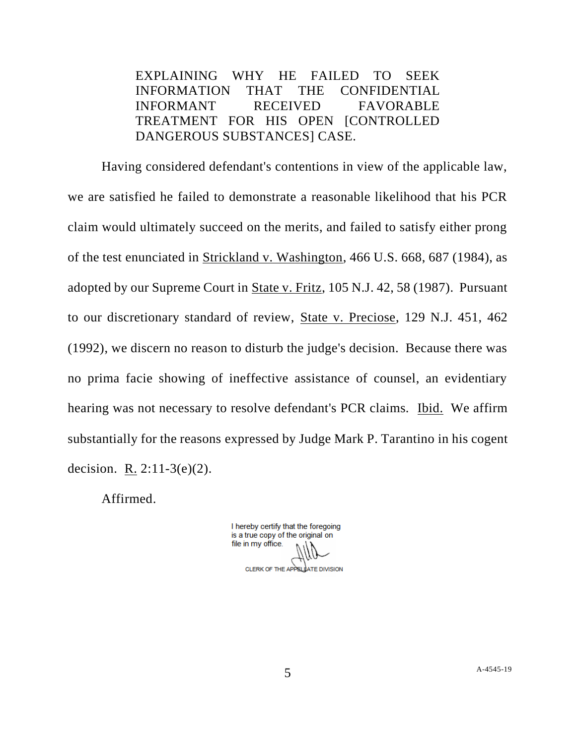EXPLAINING WHY HE FAILED TO SEEK INFORMATION THAT THE CONFIDENTIAL INFORMANT RECEIVED FAVORABLE TREATMENT FOR HIS OPEN [CONTROLLED DANGEROUS SUBSTANCES] CASE.

Having considered defendant's contentions in view of the applicable law, we are satisfied he failed to demonstrate a reasonable likelihood that his PCR claim would ultimately succeed on the merits, and failed to satisfy either prong of the test enunciated in Strickland v. Washington, 466 U.S. 668, 687 (1984), as adopted by our Supreme Court in State v. Fritz, 105 N.J. 42, 58 (1987). Pursuant to our discretionary standard of review, State v. Preciose, 129 N.J. 451, 462 (1992), we discern no reason to disturb the judge's decision. Because there was no prima facie showing of ineffective assistance of counsel, an evidentiary hearing was not necessary to resolve defendant's PCR claims. Ibid. We affirm substantially for the reasons expressed by Judge Mark P. Tarantino in his cogent decision. R. 2:11-3(e)(2).

Affirmed.

I hereby certify that the foregoing is a true copy of the original on file in my office.

CLERK OF THE APPELLATE DIVISION